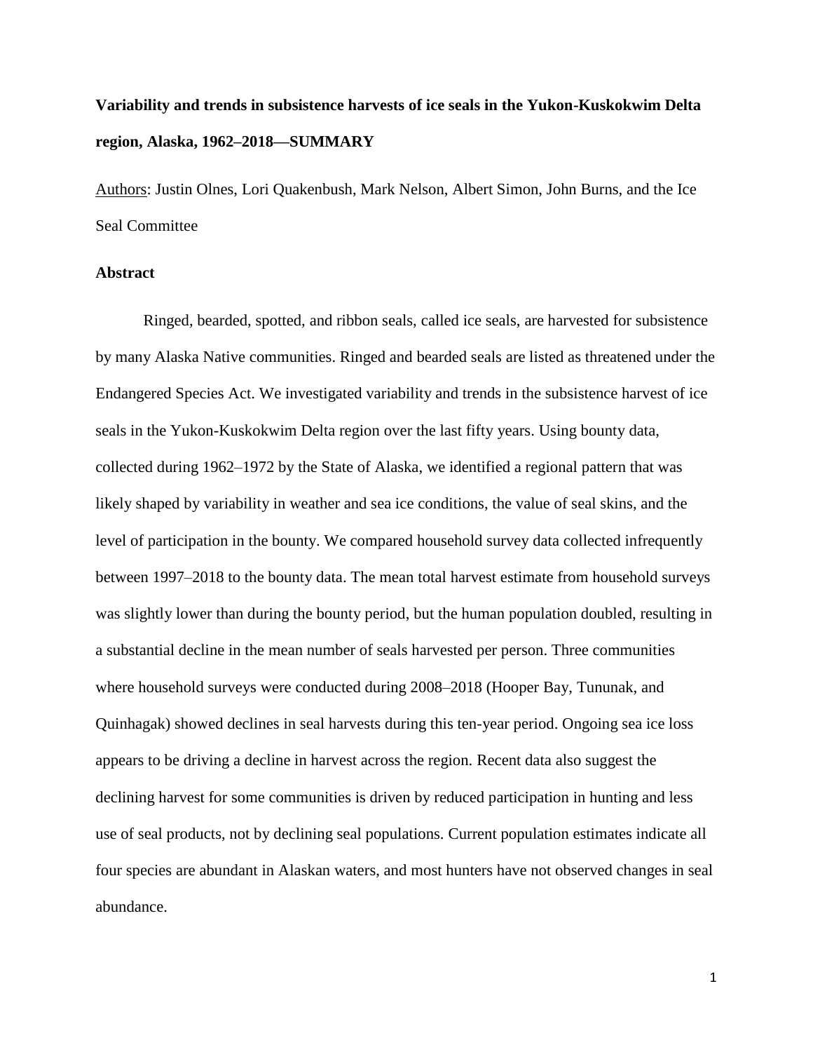# Variability and trends in subsistence harvests of ice seals in the Yukon-Kuskokwim Delta region, Alaska, 1962–2018—SUMMARY

Authors: Justin Olnes, Lori Quakenbush, Mark Nelson, Albert Simon, John Burns, and the Ice Seal Committee

## Abstract

Ringed, bearded, spotted, and ribbon seals, called ice seals, are harvested for subsistence by many Alaska Native communities. Ringed and bearded seals are listed as threatened under the Endangered Species Act. We investigated variability and trends in the subsistence harvest of ice seals in the Yukon-Kuskokwim Delta region over the last fifty years. Using bounty data, collected during 1962–1972 by the State of Alaska, we identified a regional pattern that was likely shaped by variability in weather and sea ice conditions, the value of seal skins, and the level of participation in the bounty. We compared household survey data collected infrequently between 1997–2018 to the bounty data. The mean total harvest estimate from household surveys was slightly lower than during the bounty period, but the human population doubled, resulting in a substantial decline in the mean number of seals harvested per person. Three communities where household surveys were conducted during 2008–2018 (Hooper Bay, Tununak, and Quinhagak) showed declines in seal harvests during this ten-year period. Ongoing sea ice loss appears to be driving a decline in harvest across the region. Recent data also suggest the declining harvest for some communities is driven by reduced participation in hunting and less use of seal products, not by declining seal populations. Current population estimates indicate all four species are abundant in Alaskan waters, and most hunters have not observed changes in seal abundance.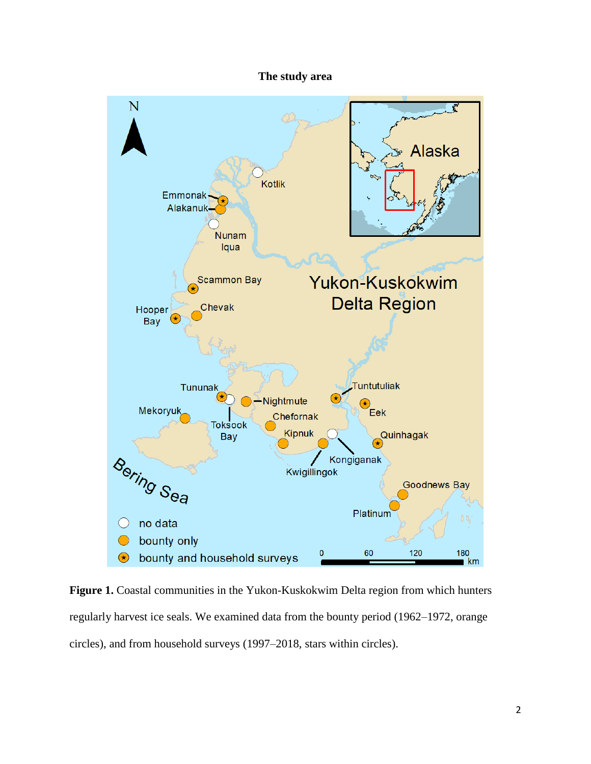**The study area**

**Figure 1.** Coastal communities in the Yukon-Kuskokwim Delta region from which hunters regularly harvest ice seals. We examined data from the bounty period (1962–1972, orange circles), and from household surveys (1997–2018, stars within circles).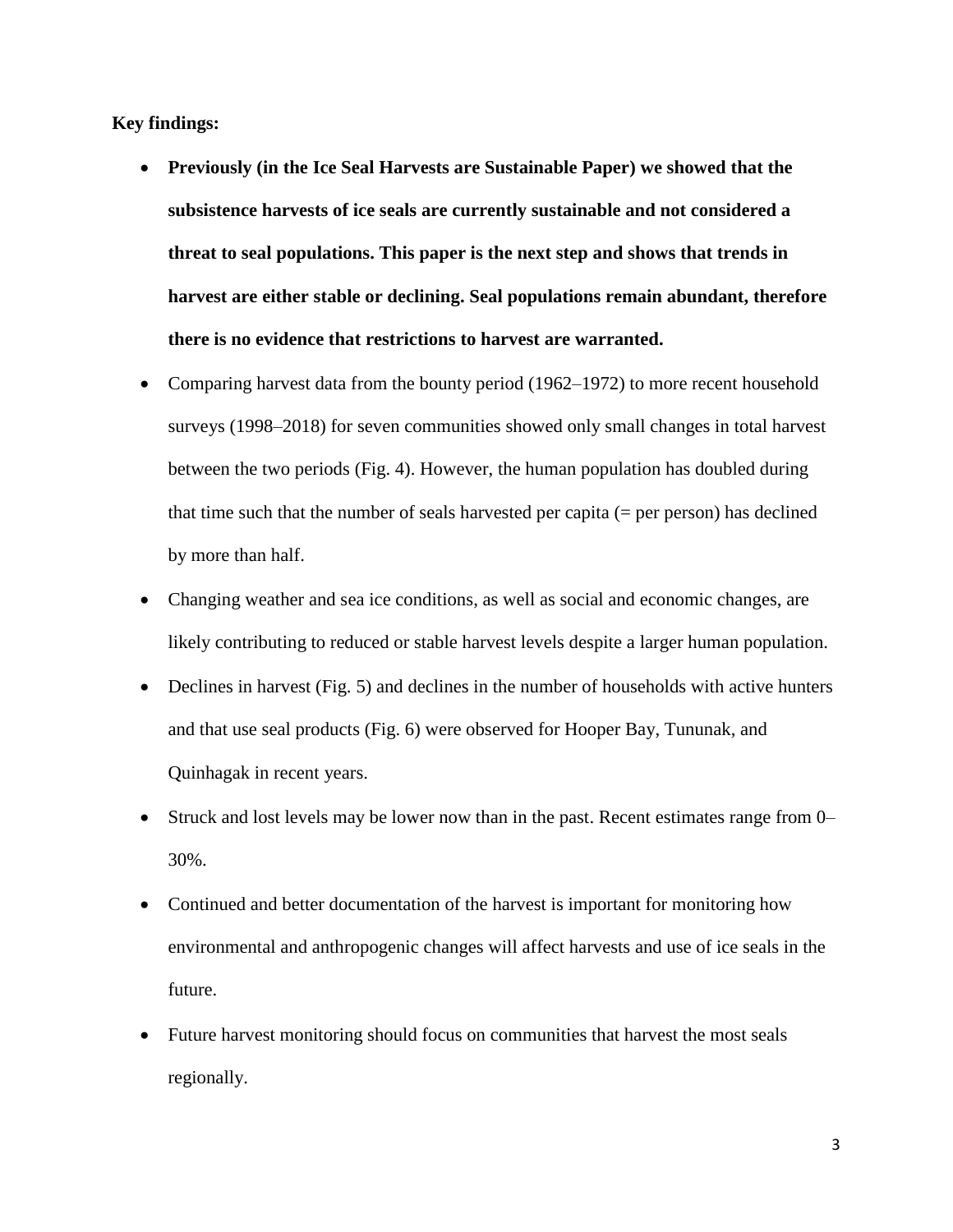**Key findings:**

- **Previously (in the Ice Seal Harvests are Sustainable Paper) we showed that the subsistence harvests of ice seals are currently sustainable and not considered a threat to seal populations. This paper is the next step and shows that trends in harvest are either stable or declining. Seal populations remain abundant, therefore there is no evidence that restrictions to harvest are warranted.**
- Comparing harvest data from the bounty period (1962–1972) to more recent household surveys (1998–2018) for seven communities showed only small changes in total harvest between the two periods (Fig. 4). However, the human population has doubled during that time such that the number of seals harvested per capita (= per person) has declined by more than half.
- Changing weather and sea ice conditions, as well as social and economic changes, are likely contributing to reduced or stable harvest levels despite a larger human population.
- Declines in harvest (Fig. 5) and declines in the number of households with active hunters and that use seal products (Fig. 6) were observed for Hooper Bay, Tununak, and Quinhagak in recent years.
- Struck and lost levels may be lower now than in the past. Recent estimates range from 0–30%.
- Continued and better documentation of the harvest is important for monitoring how environmental and anthropogenic changes will affect harvests and use of ice seals in the future.
- Future harvest monitoring should focus on communities that harvest the most seals regionally.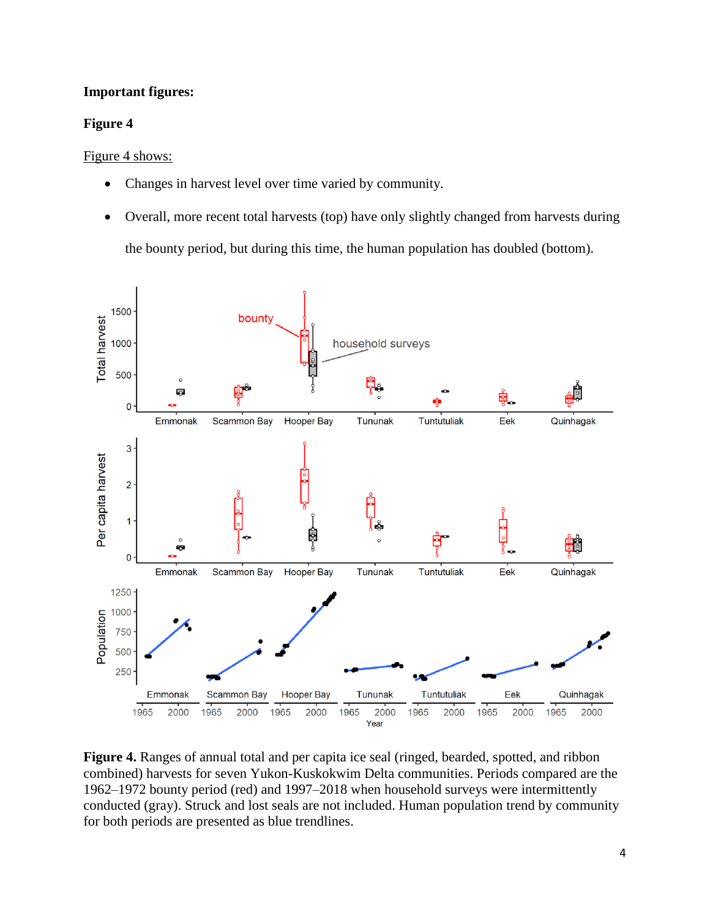**Important figures:**

**Figure 4**

Figure 4 shows:

- Changes in harvest level over time varied by community.
- Overall, more recent total harvests (top) have only slightly changed from harvests during the bounty period, but during this time, the human population has doubled (bottom).

**Figure 4.** Ranges of annual total and per capita ice seal (ringed, bearded, spotted, and ribbon combined) harvests for seven Yukon-Kuskokwim Delta communities. Periods compared are the 1962–1972 bounty period (red) and 1997–2018 when household surveys were intermittently conducted (gray). Struck and lost seals are not included. Human population trend by community for both periods are presented as blue trendlines.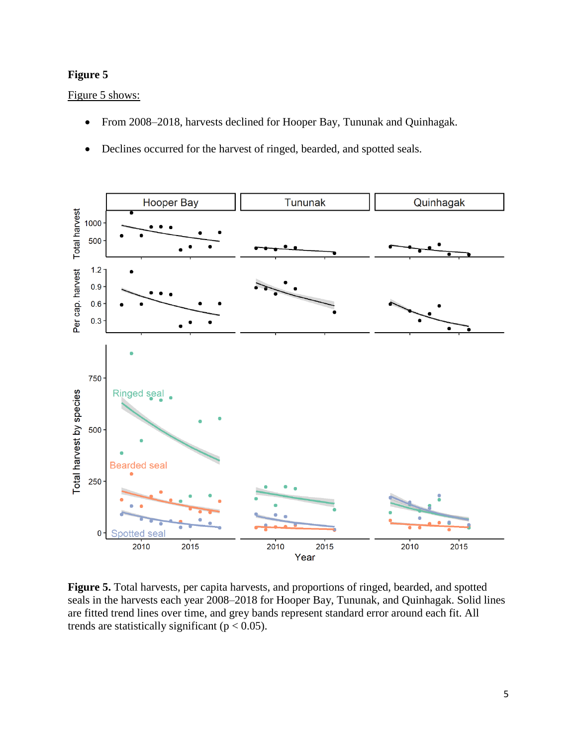**Figure 5**

Figure 5 shows:

- From 2008–2018, harvests declined for Hooper Bay, Tununak and Quinhagak.
- Declines occurred for the harvest of ringed, bearded, and spotted seals.

**Figure 5.** Total harvests, per capita harvests, and proportions of ringed, bearded, and spotted seals in the harvests each year 2008–2018 for Hooper Bay, Tununak, and Quinhagak. Solid lines are fitted trend lines over time, and grey bands represent standard error around each fit. All trends are statistically significant ($p < 0.05$).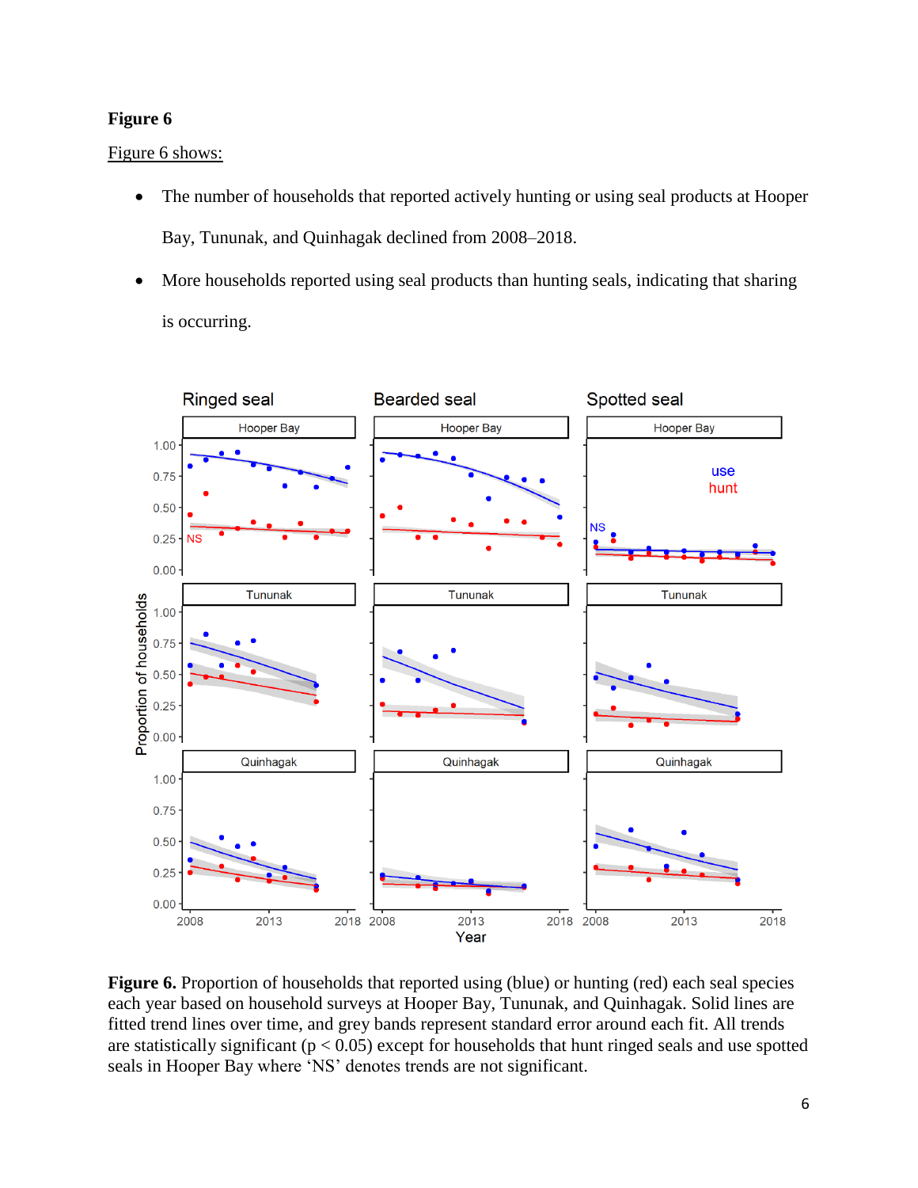**Figure 6**

Figure 6 shows:

- The number of households that reported actively hunting or using seal products at Hooper Bay, Tununak, and Quinhagak declined from 2008–2018.
- More households reported using seal products than hunting seals, indicating that sharing is occurring.

Ringed seal

Bearded seal

Spotted seal

Hooper Bay

Tununak

Quinhagak

use

hunt

NS

Proportion of households

1.00
0.75
0.50
0.25
0.00

2008 2013 2018

Year

**Figure 6.** Proportion of households that reported using (blue) or hunting (red) each seal species each year based on household surveys at Hooper Bay, Tununak, and Quinhagak. Solid lines are fitted trend lines over time, and grey bands represent standard error around each fit. All trends are statistically significant ($p < 0.05$) except for households that hunt ringed seals and use spotted seals in Hooper Bay where 'NS' denotes trends are not significant.